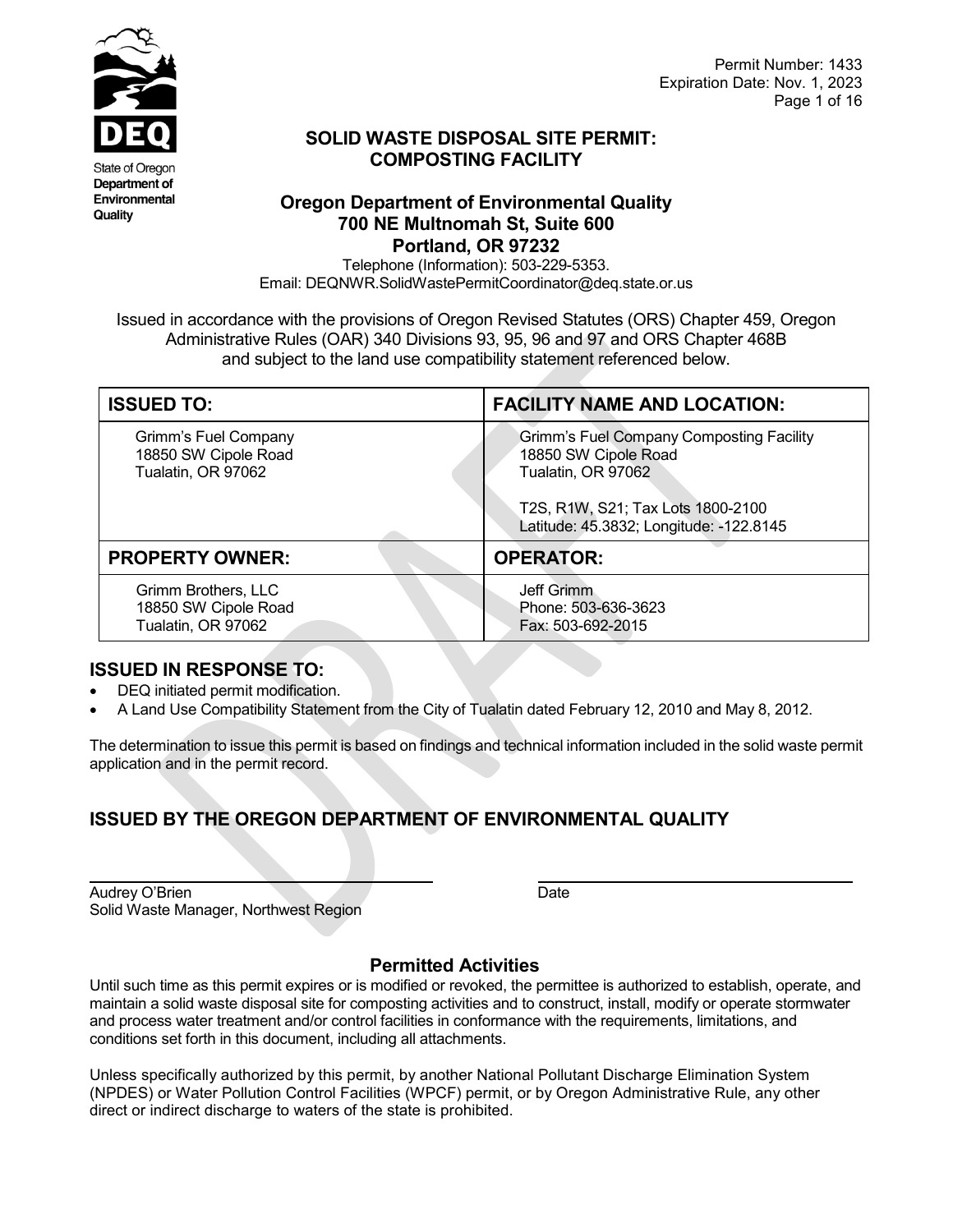State of Oregon
Department of Environmental Quality

Permit Number: 1433
Expiration Date: Nov. 1, 2023

# SOLID WASTE DISPOSAL SITE PERMIT: COMPOSTING FACILITY

## Oregon Department of Environmental Quality
## 700 NE Multnomah St, Suite 600
## Portland, OR 97232

Telephone (Information): 503-229-5353.
Email: DEQNWR.SolidWastePermitCoordinator@deq.state.or.us

Issued in accordance with the provisions of Oregon Revised Statutes (ORS) Chapter 459, Oregon Administrative Rules (OAR) 340 Divisions 93, 95, 96 and 97 and ORS Chapter 468B and subject to the land use compatibility statement referenced below.

| ISSUED TO: | FACILITY NAME AND LOCATION: |
|---|---|
| Grimm's Fuel Company<br>18850 SW Cipole Road<br>Tualatin, OR 97062 | Grimm's Fuel Company Composting Facility<br>18850 SW Cipole Road<br>Tualatin, OR 97062<br><br>T2S, R1W, S21; Tax Lots 1800-2100<br>Latitude: 45.3832; Longitude: -122.8145 |
| **PROPERTY OWNER:** | **OPERATOR:** |
| Grimm Brothers, LLC<br>18850 SW Cipole Road<br>Tualatin, OR 97062 | Jeff Grimm<br>Phone: 503-636-3623<br>Fax: 503-692-2015 |

## ISSUED IN RESPONSE TO:

- DEQ initiated permit modification.
- A Land Use Compatibility Statement from the City of Tualatin dated February 12, 2010 and May 8, 2012.

The determination to issue this permit is based on findings and technical information included in the solid waste permit application and in the permit record.

## ISSUED BY THE OREGON DEPARTMENT OF ENVIRONMENTAL QUALITY

Audrey O'Brien
Solid Waste Manager, Northwest Region

Date

## Permitted Activities

Until such time as this permit expires or is modified or revoked, the permittee is authorized to establish, operate, and maintain a solid waste disposal site for composting activities and to construct, install, modify or operate stormwater and process water treatment and/or control facilities in conformance with the requirements, limitations, and conditions set forth in this document, including all attachments.

Unless specifically authorized by this permit, by another National Pollutant Discharge Elimination System (NPDES) or Water Pollution Control Facilities (WPCF) permit, or by Oregon Administrative Rule, any other direct or indirect discharge to waters of the state is prohibited.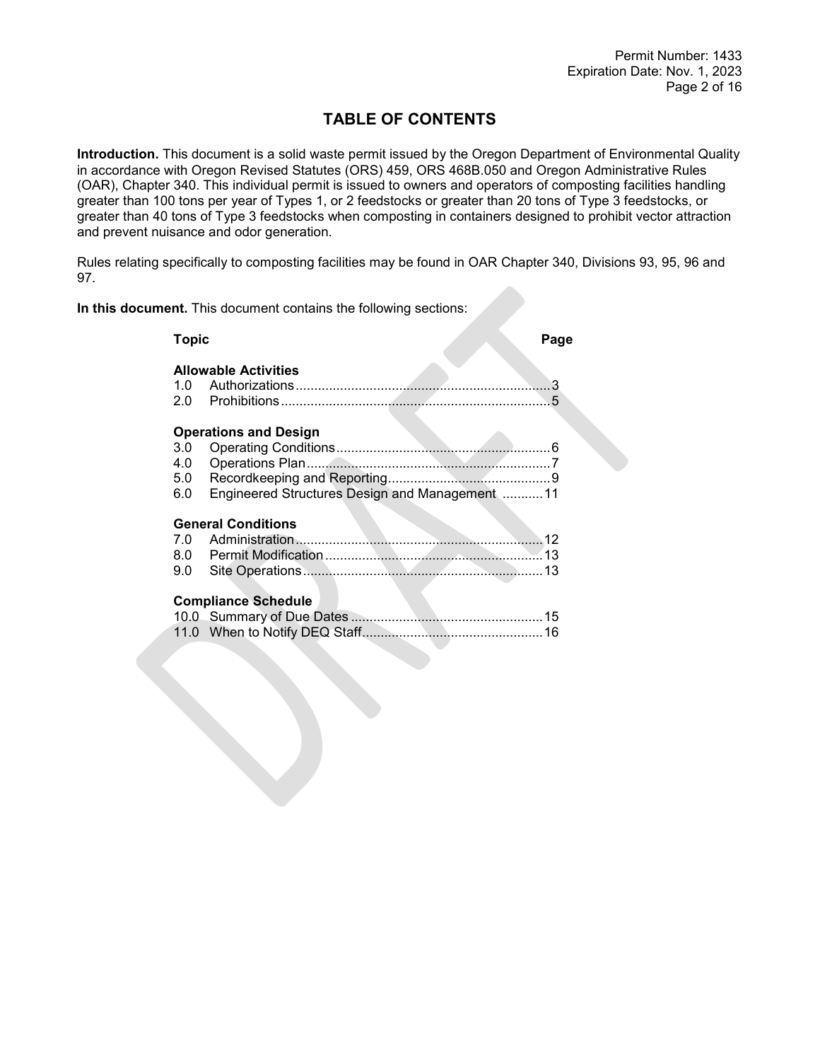# TABLE OF CONTENTS

**Introduction.** This document is a solid waste permit issued by the Oregon Department of Environmental Quality in accordance with Oregon Revised Statutes (ORS) 459, ORS 468B.050 and Oregon Administrative Rules (OAR), Chapter 340. This individual permit is issued to owners and operators of composting facilities handling greater than 100 tons per year of Types 1, or 2 feedstocks or greater than 20 tons of Type 3 feedstocks, or greater than 40 tons of Type 3 feedstocks when composting in containers designed to prohibit vector attraction and prevent nuisance and odor generation.

Rules relating specifically to composting facilities may be found in OAR Chapter 340, Divisions 93, 95, 96 and 97.

**In this document.** This document contains the following sections:

| Topic | Page |
|---|---|
| **Allowable Activities** | |
| 1.0 Authorizations | 3 |
| 2.0 Prohibitions | 5 |
| **Operations and Design** | |
| 3.0 Operating Conditions | 6 |
| 4.0 Operations Plan | 7 |
| 5.0 Recordkeeping and Reporting | 9 |
| 6.0 Engineered Structures Design and Management | 11 |
| **General Conditions** | |
| 7.0 Administration | 12 |
| 8.0 Permit Modification | 13 |
| 9.0 Site Operations | 13 |
| **Compliance Schedule** | |
| 10.0 Summary of Due Dates | 15 |
| 11.0 When to Notify DEQ Staff | 16 |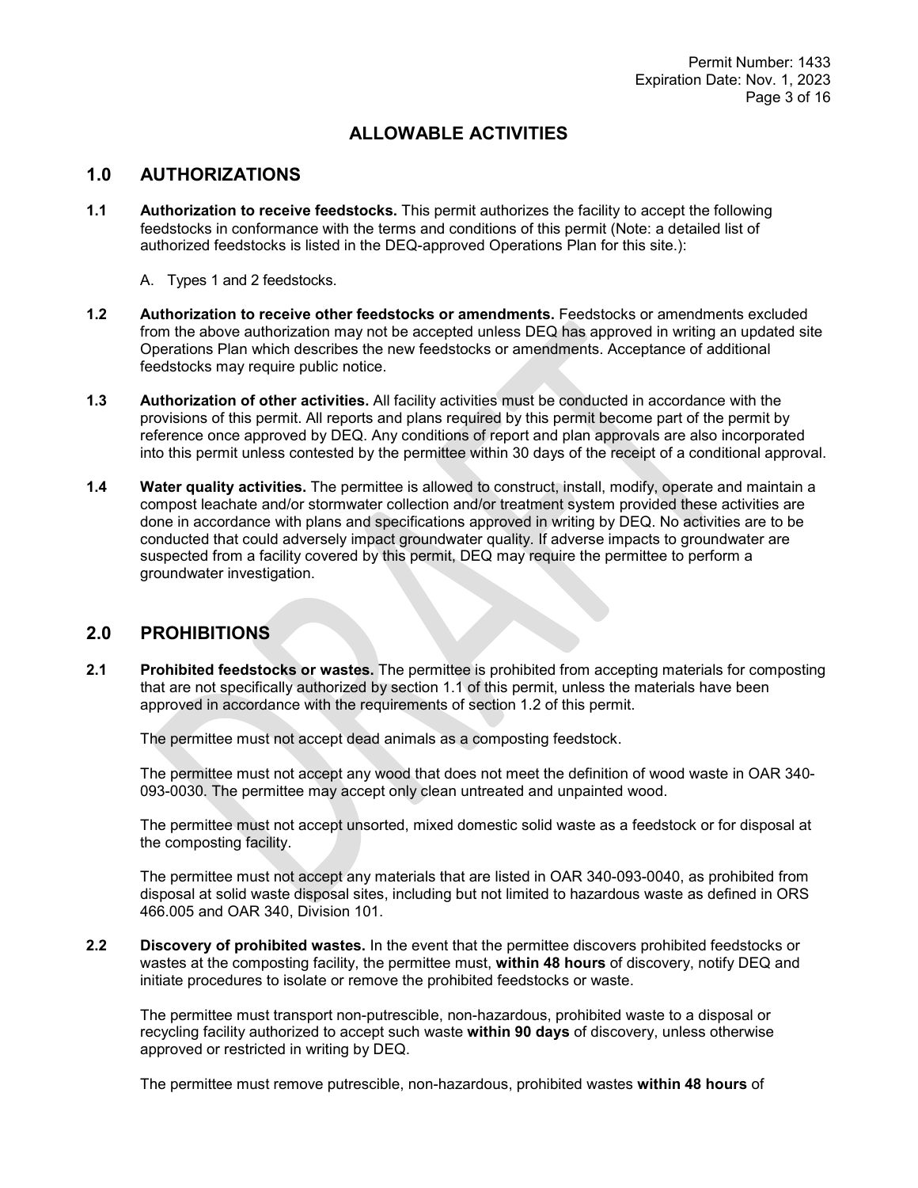# ALLOWABLE ACTIVITIES

## 1.0 AUTHORIZATIONS

**1.1 Authorization to receive feedstocks.** This permit authorizes the facility to accept the following feedstocks in conformance with the terms and conditions of this permit (Note: a detailed list of authorized feedstocks is listed in the DEQ-approved Operations Plan for this site.):

A. Types 1 and 2 feedstocks.

**1.2 Authorization to receive other feedstocks or amendments.** Feedstocks or amendments excluded from the above authorization may not be accepted unless DEQ has approved in writing an updated site Operations Plan which describes the new feedstocks or amendments. Acceptance of additional feedstocks may require public notice.

**1.3 Authorization of other activities.** All facility activities must be conducted in accordance with the provisions of this permit. All reports and plans required by this permit become part of the permit by reference once approved by DEQ. Any conditions of report and plan approvals are also incorporated into this permit unless contested by the permittee within 30 days of the receipt of a conditional approval.

**1.4 Water quality activities.** The permittee is allowed to construct, install, modify, operate and maintain a compost leachate and/or stormwater collection and/or treatment system provided these activities are done in accordance with plans and specifications approved in writing by DEQ. No activities are to be conducted that could adversely impact groundwater quality. If adverse impacts to groundwater are suspected from a facility covered by this permit, DEQ may require the permittee to perform a groundwater investigation.

## 2.0 PROHIBITIONS

**2.1 Prohibited feedstocks or wastes.** The permittee is prohibited from accepting materials for composting that are not specifically authorized by section 1.1 of this permit, unless the materials have been approved in accordance with the requirements of section 1.2 of this permit.

The permittee must not accept dead animals as a composting feedstock.

The permittee must not accept any wood that does not meet the definition of wood waste in OAR 340-093-0030. The permittee may accept only clean untreated and unpainted wood.

The permittee must not accept unsorted, mixed domestic solid waste as a feedstock or for disposal at the composting facility.

The permittee must not accept any materials that are listed in OAR 340-093-0040, as prohibited from disposal at solid waste disposal sites, including but not limited to hazardous waste as defined in ORS 466.005 and OAR 340, Division 101.

**2.2 Discovery of prohibited wastes.** In the event that the permittee discovers prohibited feedstocks or wastes at the composting facility, the permittee must, **within 48 hours** of discovery, notify DEQ and initiate procedures to isolate or remove the prohibited feedstocks or waste.

The permittee must transport non-putrescible, non-hazardous, prohibited waste to a disposal or recycling facility authorized to accept such waste **within 90 days** of discovery, unless otherwise approved or restricted in writing by DEQ.

The permittee must remove putrescible, non-hazardous, prohibited wastes **within 48 hours** of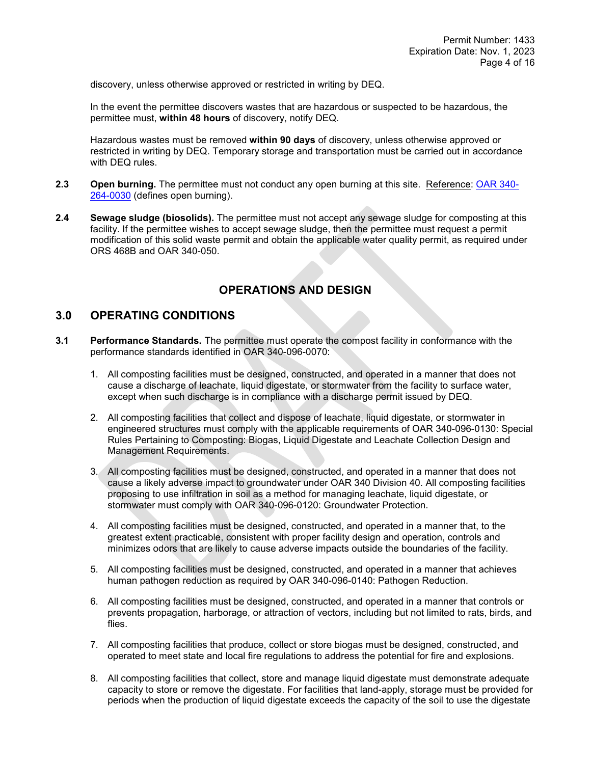discovery, unless otherwise approved or restricted in writing by DEQ.

In the event the permittee discovers wastes that are hazardous or suspected to be hazardous, the permittee must, **within 48 hours** of discovery, notify DEQ.

Hazardous wastes must be removed **within 90 days** of discovery, unless otherwise approved or restricted in writing by DEQ. Temporary storage and transportation must be carried out in accordance with DEQ rules.

**2.3** **Open burning.** The permittee must not conduct any open burning at this site. Reference: OAR 340-264-0030 (defines open burning).

**2.4** **Sewage sludge (biosolids).** The permittee must not accept any sewage sludge for composting at this facility. If the permittee wishes to accept sewage sludge, then the permittee must request a permit modification of this solid waste permit and obtain the applicable water quality permit, as required under ORS 468B and OAR 340-050.

## OPERATIONS AND DESIGN

## 3.0 OPERATING CONDITIONS

**3.1** **Performance Standards.** The permittee must operate the compost facility in conformance with the performance standards identified in OAR 340-096-0070:

1. All composting facilities must be designed, constructed, and operated in a manner that does not cause a discharge of leachate, liquid digestate, or stormwater from the facility to surface water, except when such discharge is in compliance with a discharge permit issued by DEQ.

2. All composting facilities that collect and dispose of leachate, liquid digestate, or stormwater in engineered structures must comply with the applicable requirements of OAR 340-096-0130: Special Rules Pertaining to Composting: Biogas, Liquid Digestate and Leachate Collection Design and Management Requirements.

3. All composting facilities must be designed, constructed, and operated in a manner that does not cause a likely adverse impact to groundwater under OAR 340 Division 40. All composting facilities proposing to use infiltration in soil as a method for managing leachate, liquid digestate, or stormwater must comply with OAR 340-096-0120: Groundwater Protection.

4. All composting facilities must be designed, constructed, and operated in a manner that, to the greatest extent practicable, consistent with proper facility design and operation, controls and minimizes odors that are likely to cause adverse impacts outside the boundaries of the facility.

5. All composting facilities must be designed, constructed, and operated in a manner that achieves human pathogen reduction as required by OAR 340-096-0140: Pathogen Reduction.

6. All composting facilities must be designed, constructed, and operated in a manner that controls or prevents propagation, harborage, or attraction of vectors, including but not limited to rats, birds, and flies.

7. All composting facilities that produce, collect or store biogas must be designed, constructed, and operated to meet state and local fire regulations to address the potential for fire and explosions.

8. All composting facilities that collect, store and manage liquid digestate must demonstrate adequate capacity to store or remove the digestate. For facilities that land-apply, storage must be provided for periods when the production of liquid digestate exceeds the capacity of the soil to use the digestate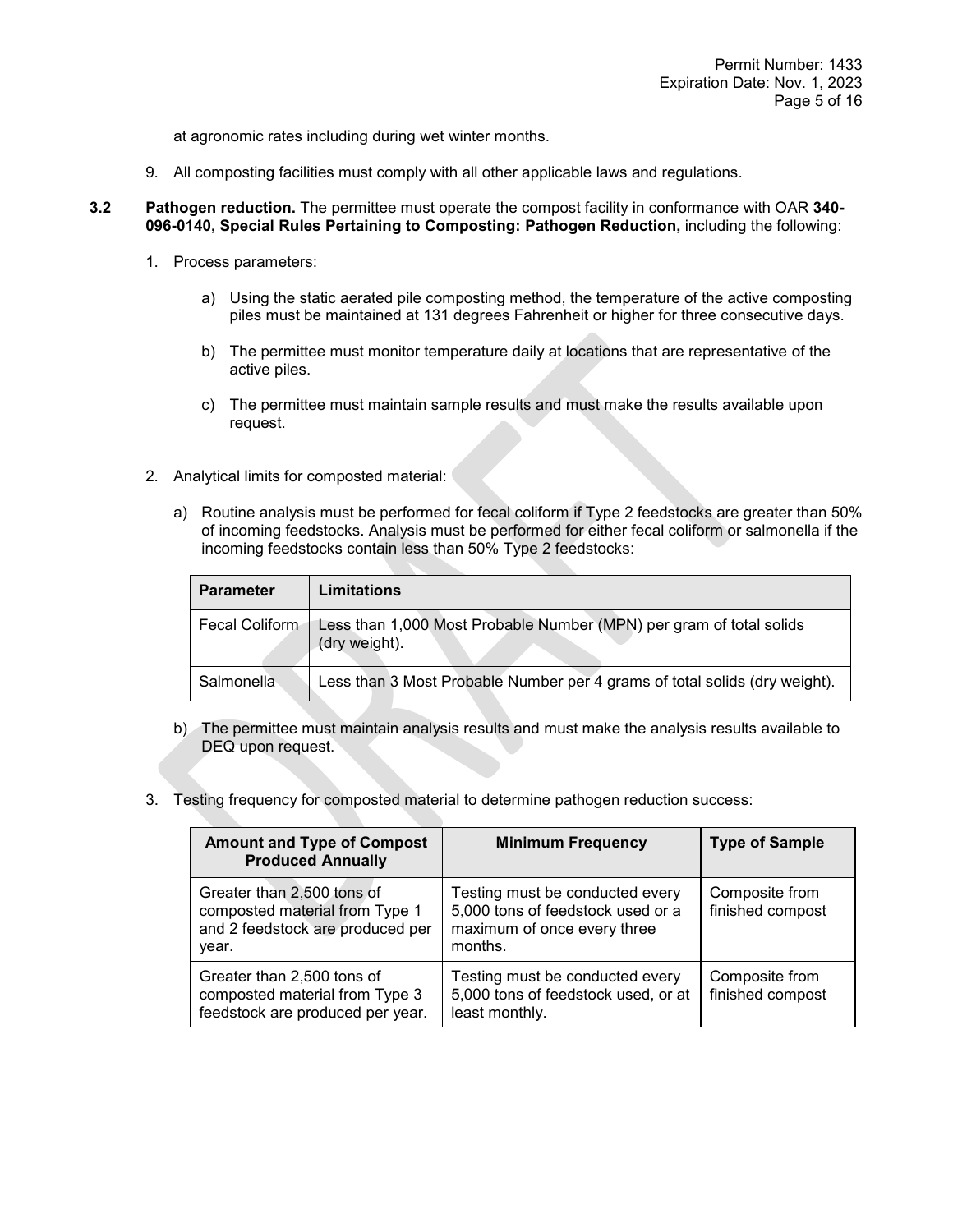at agronomic rates including during wet winter months.

9. All composting facilities must comply with all other applicable laws and regulations.

**3.2** **Pathogen reduction.** The permittee must operate the compost facility in conformance with OAR **340-096-0140, Special Rules Pertaining to Composting: Pathogen Reduction,** including the following:

1. Process parameters:

   a) Using the static aerated pile composting method, the temperature of the active composting piles must be maintained at 131 degrees Fahrenheit or higher for three consecutive days.

   b) The permittee must monitor temperature daily at locations that are representative of the active piles.

   c) The permittee must maintain sample results and must make the results available upon request.

2. Analytical limits for composted material:

   a) Routine analysis must be performed for fecal coliform if Type 2 feedstocks are greater than 50% of incoming feedstocks. Analysis must be performed for either fecal coliform or salmonella if the incoming feedstocks contain less than 50% Type 2 feedstocks:

| Parameter | Limitations |
|---|---|
| Fecal Coliform | Less than 1,000 Most Probable Number (MPN) per gram of total solids (dry weight). |
| Salmonella | Less than 3 Most Probable Number per 4 grams of total solids (dry weight). |

   b) The permittee must maintain analysis results and must make the analysis results available to DEQ upon request.

3. Testing frequency for composted material to determine pathogen reduction success:

| Amount and Type of Compost Produced Annually | Minimum Frequency | Type of Sample |
|---|---|---|
| Greater than 2,500 tons of composted material from Type 1 and 2 feedstock are produced per year. | Testing must be conducted every 5,000 tons of feedstock used or a maximum of once every three months. | Composite from finished compost |
| Greater than 2,500 tons of composted material from Type 3 feedstock are produced per year. | Testing must be conducted every 5,000 tons of feedstock used, or at least monthly. | Composite from finished compost |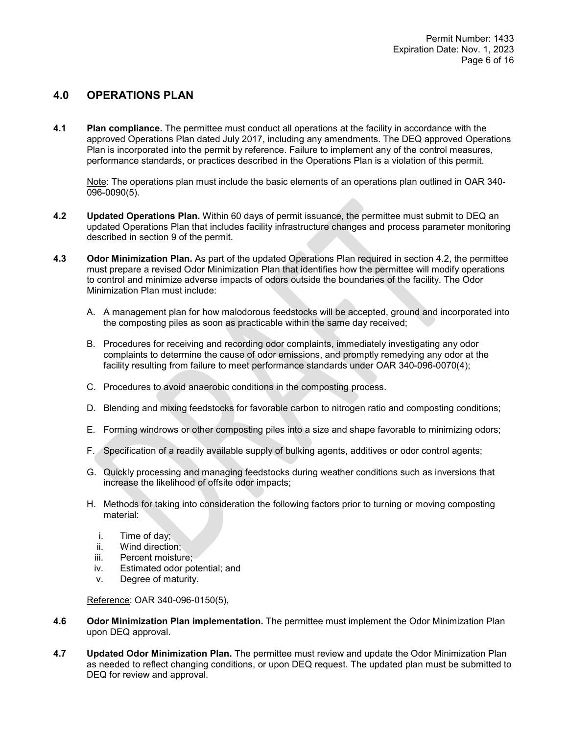## 4.0 OPERATIONS PLAN

**4.1 Plan compliance.** The permittee must conduct all operations at the facility in accordance with the approved Operations Plan dated July 2017, including any amendments. The DEQ approved Operations Plan is incorporated into the permit by reference. Failure to implement any of the control measures, performance standards, or practices described in the Operations Plan is a violation of this permit.

Note: The operations plan must include the basic elements of an operations plan outlined in OAR 340-096-0090(5).

**4.2 Updated Operations Plan.** Within 60 days of permit issuance, the permittee must submit to DEQ an updated Operations Plan that includes facility infrastructure changes and process parameter monitoring described in section 9 of the permit.

**4.3 Odor Minimization Plan.** As part of the updated Operations Plan required in section 4.2, the permittee must prepare a revised Odor Minimization Plan that identifies how the permittee will modify operations to control and minimize adverse impacts of odors outside the boundaries of the facility. The Odor Minimization Plan must include:

A. A management plan for how malodorous feedstocks will be accepted, ground and incorporated into the composting piles as soon as practicable within the same day received;

B. Procedures for receiving and recording odor complaints, immediately investigating any odor complaints to determine the cause of odor emissions, and promptly remedying any odor at the facility resulting from failure to meet performance standards under OAR 340-096-0070(4);

C. Procedures to avoid anaerobic conditions in the composting process.

D. Blending and mixing feedstocks for favorable carbon to nitrogen ratio and composting conditions;

E. Forming windrows or other composting piles into a size and shape favorable to minimizing odors;

F. Specification of a readily available supply of bulking agents, additives or odor control agents;

G. Quickly processing and managing feedstocks during weather conditions such as inversions that increase the likelihood of offsite odor impacts;

H. Methods for taking into consideration the following factors prior to turning or moving composting material:

   i. Time of day;
   ii. Wind direction;
   iii. Percent moisture;
   iv. Estimated odor potential; and
   v. Degree of maturity.

Reference: OAR 340-096-0150(5),

**4.6 Odor Minimization Plan implementation.** The permittee must implement the Odor Minimization Plan upon DEQ approval.

**4.7 Updated Odor Minimization Plan.** The permittee must review and update the Odor Minimization Plan as needed to reflect changing conditions, or upon DEQ request. The updated plan must be submitted to DEQ for review and approval.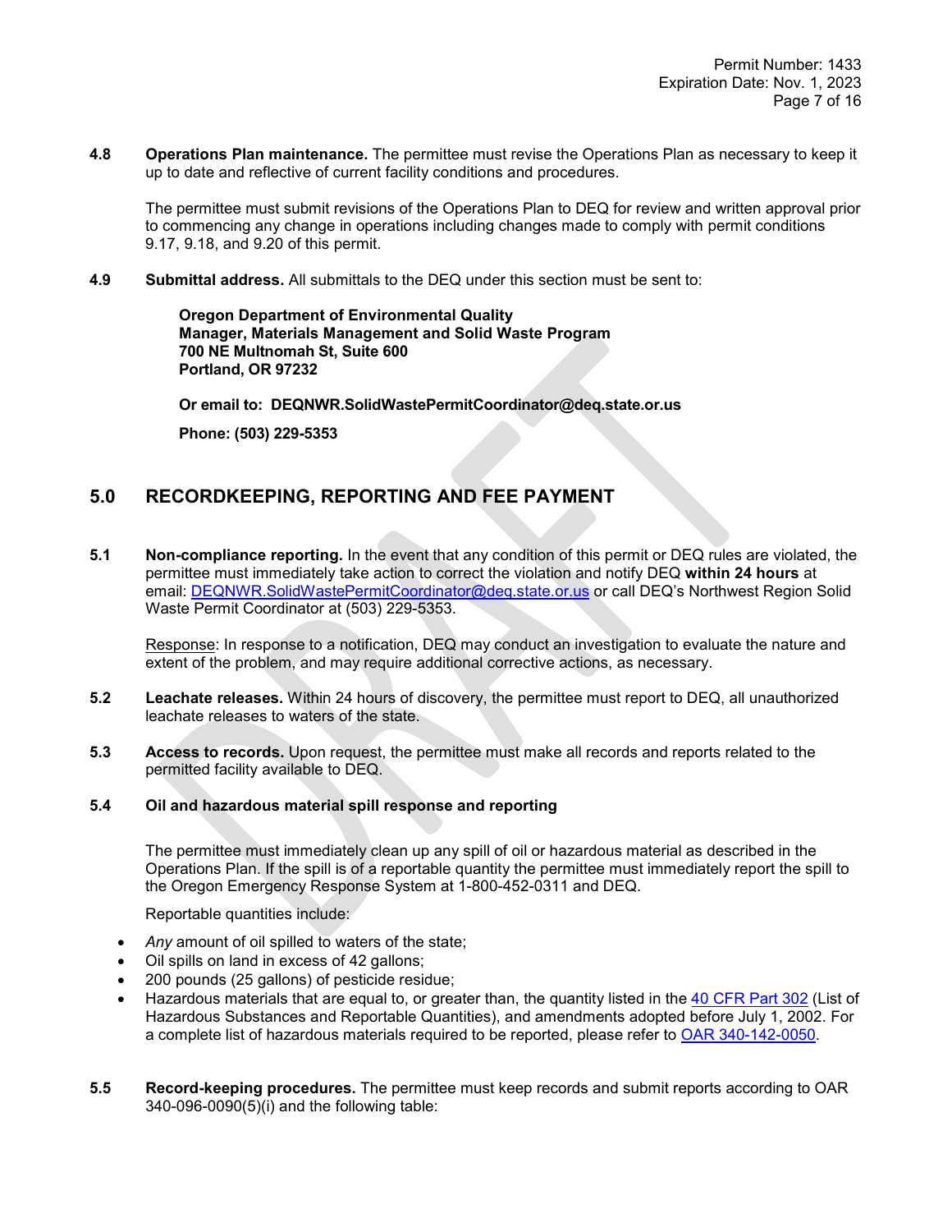**4.8 Operations Plan maintenance.** The permittee must revise the Operations Plan as necessary to keep it up to date and reflective of current facility conditions and procedures.

The permittee must submit revisions of the Operations Plan to DEQ for review and written approval prior to commencing any change in operations including changes made to comply with permit conditions 9.17, 9.18, and 9.20 of this permit.

**4.9 Submittal address.** All submittals to the DEQ under this section must be sent to:

**Oregon Department of Environmental Quality**
**Manager, Materials Management and Solid Waste Program**
**700 NE Multnomah St, Suite 600**
**Portland, OR 97232**

**Or email to: DEQNWR.SolidWastePermitCoordinator@deq.state.or.us**

**Phone: (503) 229-5353**

## 5.0 RECORDKEEPING, REPORTING AND FEE PAYMENT

**5.1 Non-compliance reporting.** In the event that any condition of this permit or DEQ rules are violated, the permittee must immediately take action to correct the violation and notify DEQ **within 24 hours** at email: DEQNWR.SolidWastePermitCoordinator@deq.state.or.us or call DEQ's Northwest Region Solid Waste Permit Coordinator at (503) 229-5353.

Response: In response to a notification, DEQ may conduct an investigation to evaluate the nature and extent of the problem, and may require additional corrective actions, as necessary.

**5.2 Leachate releases.** Within 24 hours of discovery, the permittee must report to DEQ, all unauthorized leachate releases to waters of the state.

**5.3 Access to records.** Upon request, the permittee must make all records and reports related to the permitted facility available to DEQ.

**5.4 Oil and hazardous material spill response and reporting**

The permittee must immediately clean up any spill of oil or hazardous material as described in the Operations Plan. If the spill is of a reportable quantity the permittee must immediately report the spill to the Oregon Emergency Response System at 1-800-452-0311 and DEQ.

Reportable quantities include:

- *Any* amount of oil spilled to waters of the state;
- Oil spills on land in excess of 42 gallons;
- 200 pounds (25 gallons) of pesticide residue;
- Hazardous materials that are equal to, or greater than, the quantity listed in the 40 CFR Part 302 (List of Hazardous Substances and Reportable Quantities), and amendments adopted before July 1, 2002. For a complete list of hazardous materials required to be reported, please refer to OAR 340-142-0050.

**5.5 Record-keeping procedures.** The permittee must keep records and submit reports according to OAR 340-096-0090(5)(i) and the following table: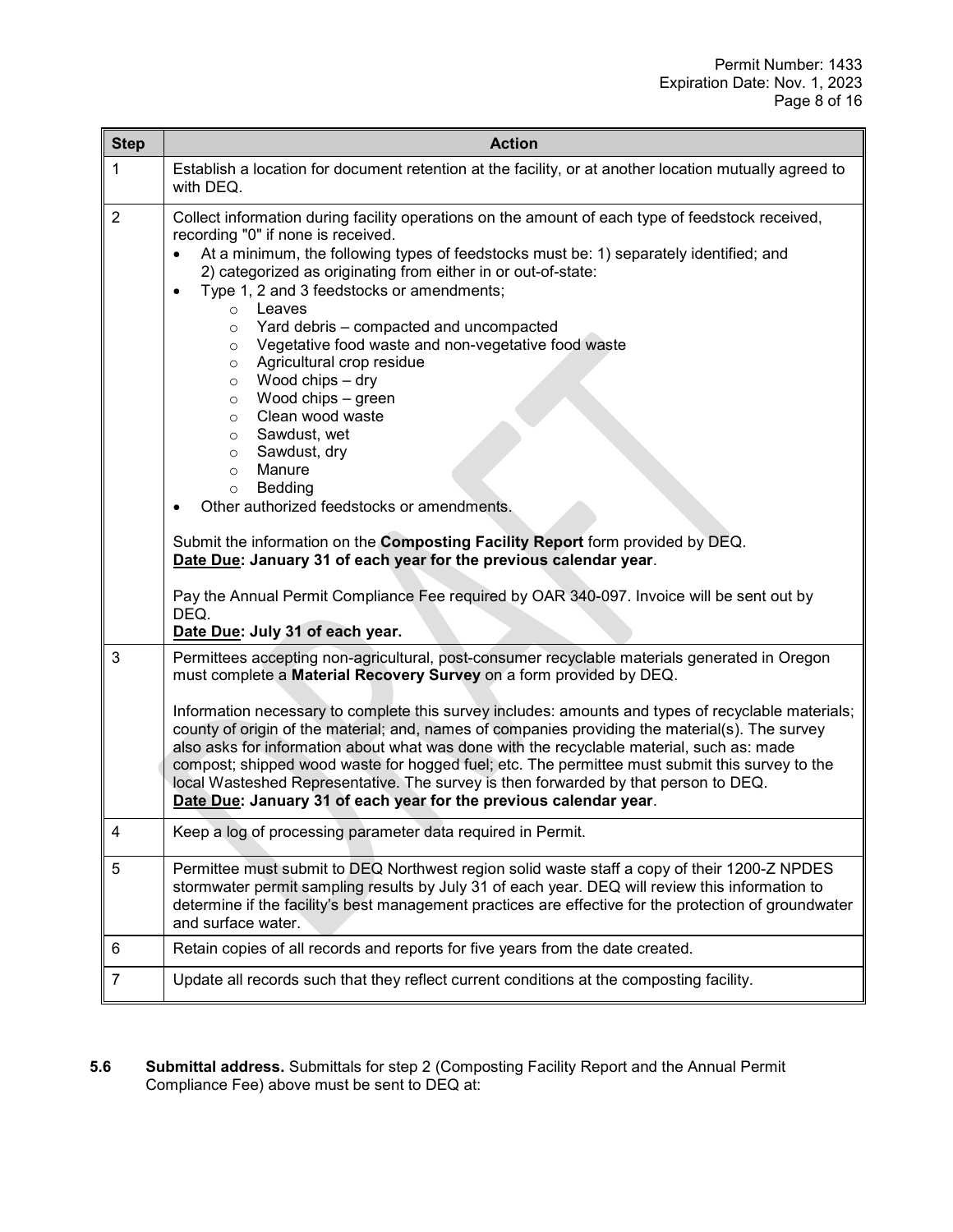| Step | Action |
|---|---|
| 1 | Establish a location for document retention at the facility, or at another location mutually agreed to with DEQ. |
| 2 | Collect information during facility operations on the amount of each type of feedstock received, recording "0" if none is received.<br>• At a minimum, the following types of feedstocks must be: 1) separately identified; and 2) categorized as originating from either in or out-of-state:<br>• Type 1, 2 and 3 feedstocks or amendments;<br>  ○ Leaves<br>  ○ Yard debris – compacted and uncompacted<br>  ○ Vegetative food waste and non-vegetative food waste<br>  ○ Agricultural crop residue<br>  ○ Wood chips – dry<br>  ○ Wood chips – green<br>  ○ Clean wood waste<br>  ○ Sawdust, wet<br>  ○ Sawdust, dry<br>  ○ Manure<br>  ○ Bedding<br>• Other authorized feedstocks or amendments.<br><br>Submit the information on the **Composting Facility Report** form provided by DEQ.<br>**Date Due: January 31 of each year for the previous calendar year**.<br><br>Pay the Annual Permit Compliance Fee required by OAR 340-097. Invoice will be sent out by DEQ.<br>**Date Due: July 31 of each year.** |
| 3 | Permittees accepting non-agricultural, post-consumer recyclable materials generated in Oregon must complete a **Material Recovery Survey** on a form provided by DEQ.<br><br>Information necessary to complete this survey includes: amounts and types of recyclable materials; county of origin of the material; and, names of companies providing the material(s). The survey also asks for information about what was done with the recyclable material, such as: made compost; shipped wood waste for hogged fuel; etc. The permittee must submit this survey to the local Wasteshed Representative. The survey is then forwarded by that person to DEQ.<br>**Date Due: January 31 of each year for the previous calendar year**. |
| 4 | Keep a log of processing parameter data required in Permit. |
| 5 | Permittee must submit to DEQ Northwest region solid waste staff a copy of their 1200-Z NPDES stormwater permit sampling results by July 31 of each year. DEQ will review this information to determine if the facility's best management practices are effective for the protection of groundwater and surface water. |
| 6 | Retain copies of all records and reports for five years from the date created. |
| 7 | Update all records such that they reflect current conditions at the composting facility. |

**5.6 Submittal address.** Submittals for step 2 (Composting Facility Report and the Annual Permit Compliance Fee) above must be sent to DEQ at: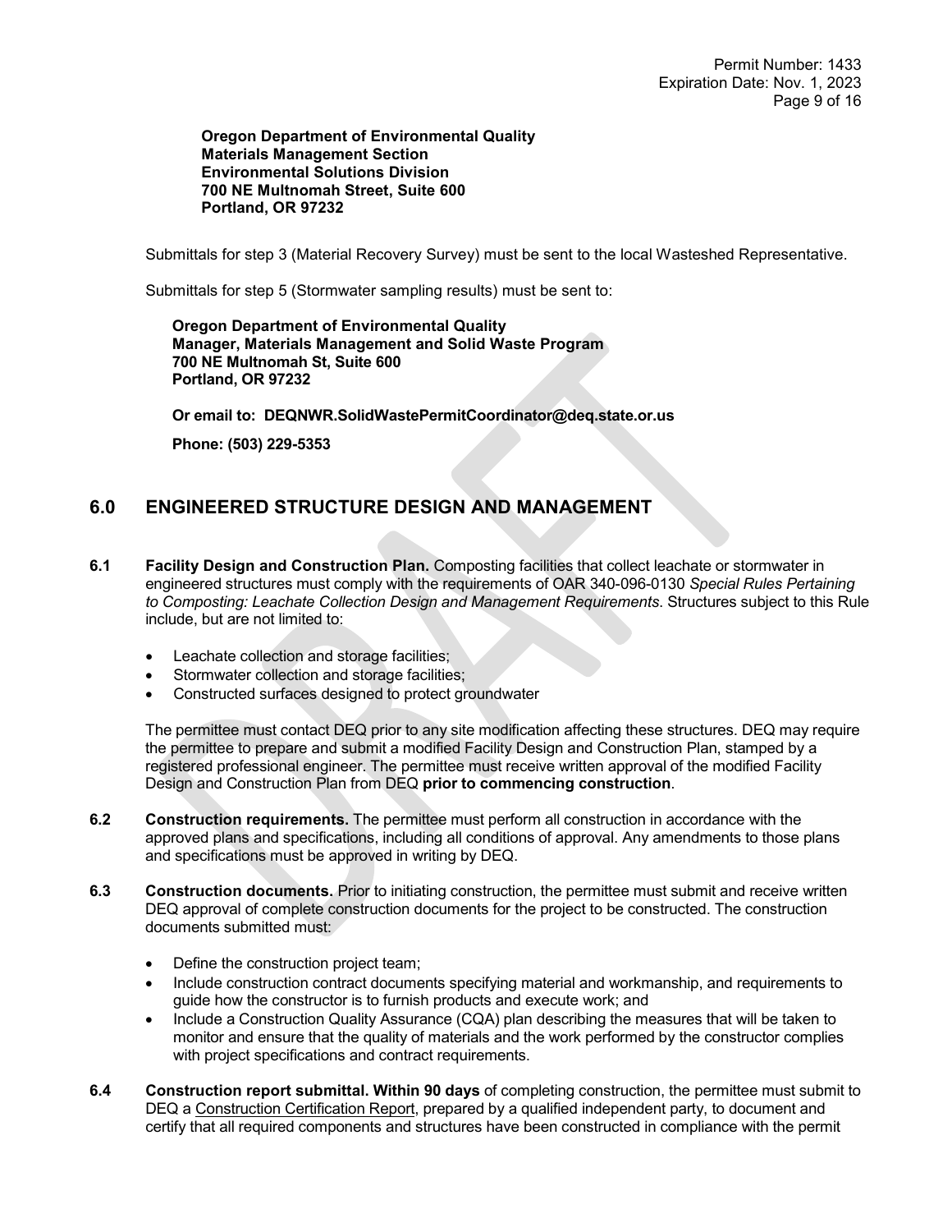**Oregon Department of Environmental Quality**
**Materials Management Section**
**Environmental Solutions Division**
**700 NE Multnomah Street, Suite 600**
**Portland, OR 97232**

Submittals for step 3 (Material Recovery Survey) must be sent to the local Wasteshed Representative.

Submittals for step 5 (Stormwater sampling results) must be sent to:

**Oregon Department of Environmental Quality**
**Manager, Materials Management and Solid Waste Program**
**700 NE Multnomah St, Suite 600**
**Portland, OR 97232**

**Or email to: DEQNWR.SolidWastePermitCoordinator@deq.state.or.us**

**Phone: (503) 229-5353**

## 6.0 ENGINEERED STRUCTURE DESIGN AND MANAGEMENT

**6.1 Facility Design and Construction Plan.** Composting facilities that collect leachate or stormwater in engineered structures must comply with the requirements of OAR 340-096-0130 *Special Rules Pertaining to Composting: Leachate Collection Design and Management Requirements*. Structures subject to this Rule include, but are not limited to:

- Leachate collection and storage facilities;
- Stormwater collection and storage facilities;
- Constructed surfaces designed to protect groundwater

The permittee must contact DEQ prior to any site modification affecting these structures. DEQ may require the permittee to prepare and submit a modified Facility Design and Construction Plan, stamped by a registered professional engineer. The permittee must receive written approval of the modified Facility Design and Construction Plan from DEQ **prior to commencing construction**.

**6.2 Construction requirements.** The permittee must perform all construction in accordance with the approved plans and specifications, including all conditions of approval. Any amendments to those plans and specifications must be approved in writing by DEQ.

**6.3 Construction documents.** Prior to initiating construction, the permittee must submit and receive written DEQ approval of complete construction documents for the project to be constructed. The construction documents submitted must:

- Define the construction project team;
- Include construction contract documents specifying material and workmanship, and requirements to guide how the constructor is to furnish products and execute work; and
- Include a Construction Quality Assurance (CQA) plan describing the measures that will be taken to monitor and ensure that the quality of materials and the work performed by the constructor complies with project specifications and contract requirements.

**6.4 Construction report submittal. Within 90 days** of completing construction, the permittee must submit to DEQ a Construction Certification Report, prepared by a qualified independent party, to document and certify that all required components and structures have been constructed in compliance with the permit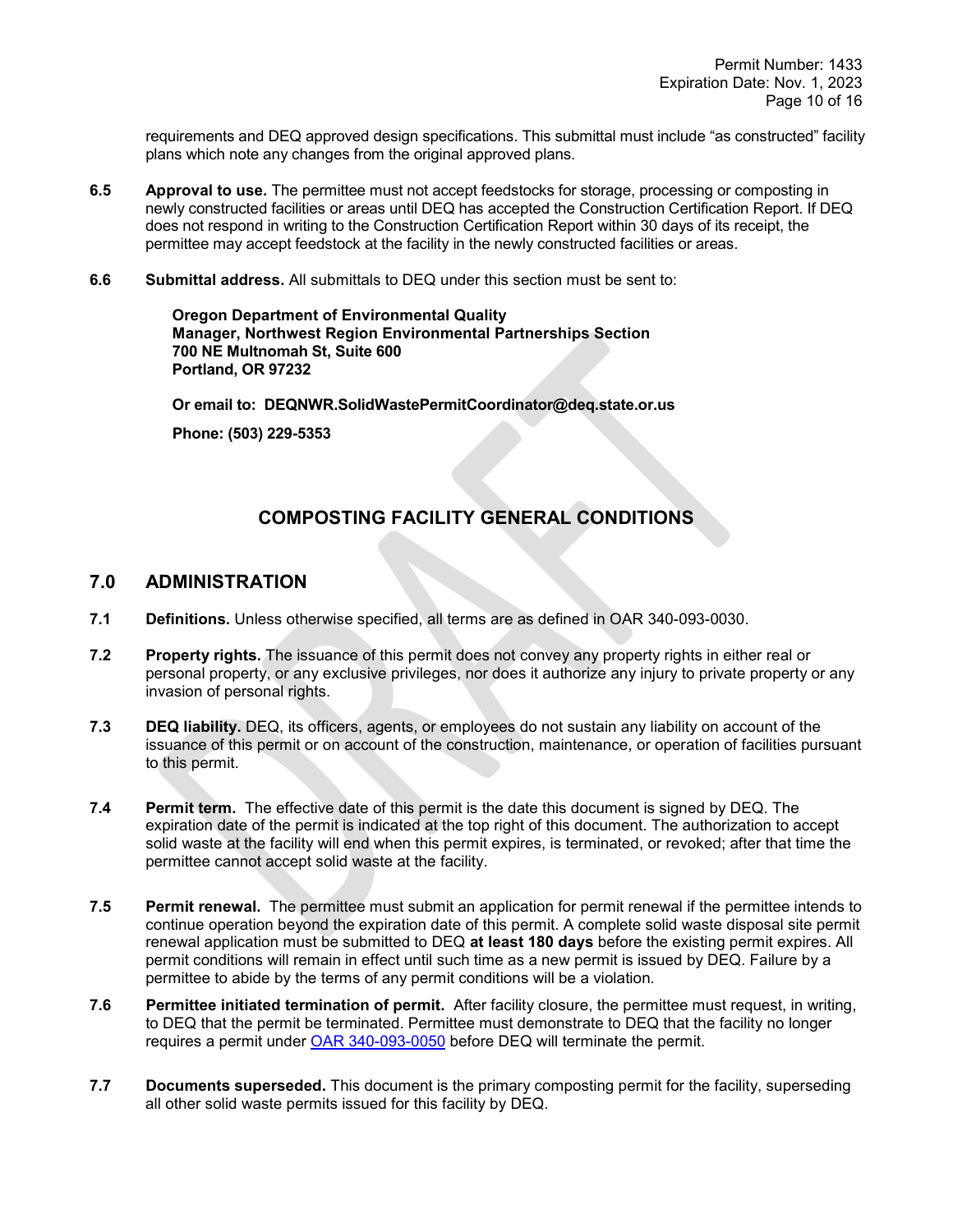requirements and DEQ approved design specifications. This submittal must include "as constructed" facility plans which note any changes from the original approved plans.

**6.5** **Approval to use.** The permittee must not accept feedstocks for storage, processing or composting in newly constructed facilities or areas until DEQ has accepted the Construction Certification Report. If DEQ does not respond in writing to the Construction Certification Report within 30 days of its receipt, the permittee may accept feedstock at the facility in the newly constructed facilities or areas.

**6.6** **Submittal address.** All submittals to DEQ under this section must be sent to:

> **Oregon Department of Environmental Quality**
> **Manager, Northwest Region Environmental Partnerships Section**
> **700 NE Multnomah St, Suite 600**
> **Portland, OR 97232**
>
> **Or email to: DEQNWR.SolidWastePermitCoordinator@deq.state.or.us**
>
> **Phone: (503) 229-5353**

## COMPOSTING FACILITY GENERAL CONDITIONS

## 7.0 ADMINISTRATION

**7.1** **Definitions.** Unless otherwise specified, all terms are as defined in OAR 340-093-0030.

**7.2** **Property rights.** The issuance of this permit does not convey any property rights in either real or personal property, or any exclusive privileges, nor does it authorize any injury to private property or any invasion of personal rights.

**7.3** **DEQ liability.** DEQ, its officers, agents, or employees do not sustain any liability on account of the issuance of this permit or on account of the construction, maintenance, or operation of facilities pursuant to this permit.

**7.4** **Permit term.** The effective date of this permit is the date this document is signed by DEQ. The expiration date of the permit is indicated at the top right of this document. The authorization to accept solid waste at the facility will end when this permit expires, is terminated, or revoked; after that time the permittee cannot accept solid waste at the facility.

**7.5** **Permit renewal.** The permittee must submit an application for permit renewal if the permittee intends to continue operation beyond the expiration date of this permit. A complete solid waste disposal site permit renewal application must be submitted to DEQ **at least 180 days** before the existing permit expires. All permit conditions will remain in effect until such time as a new permit is issued by DEQ. Failure by a permittee to abide by the terms of any permit conditions will be a violation.

**7.6** **Permittee initiated termination of permit.** After facility closure, the permittee must request, in writing, to DEQ that the permit be terminated. Permittee must demonstrate to DEQ that the facility no longer requires a permit under OAR 340-093-0050 before DEQ will terminate the permit.

**7.7** **Documents superseded.** This document is the primary composting permit for the facility, superseding all other solid waste permits issued for this facility by DEQ.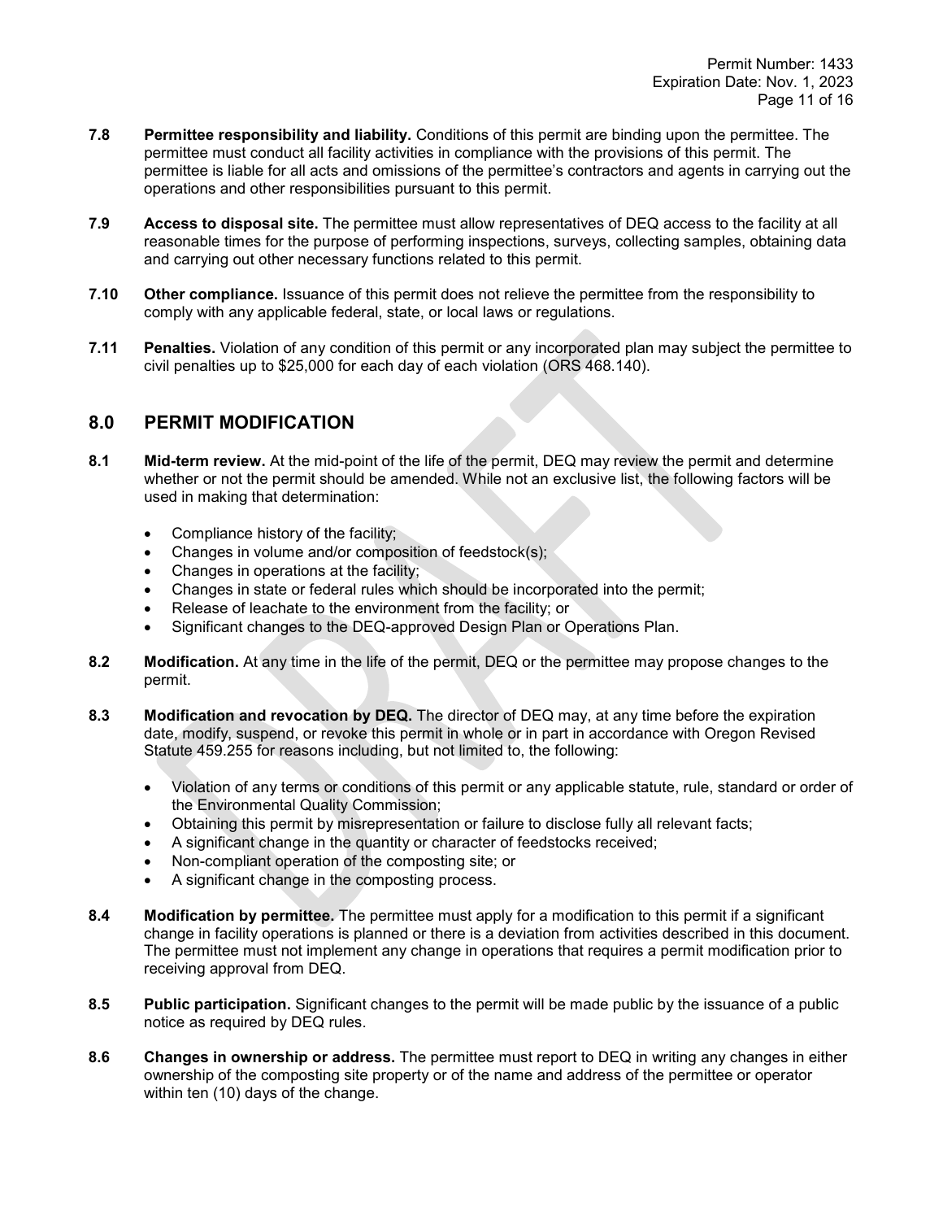**7.8 Permittee responsibility and liability.** Conditions of this permit are binding upon the permittee. The permittee must conduct all facility activities in compliance with the provisions of this permit. The permittee is liable for all acts and omissions of the permittee's contractors and agents in carrying out the operations and other responsibilities pursuant to this permit.

**7.9 Access to disposal site.** The permittee must allow representatives of DEQ access to the facility at all reasonable times for the purpose of performing inspections, surveys, collecting samples, obtaining data and carrying out other necessary functions related to this permit.

**7.10 Other compliance.** Issuance of this permit does not relieve the permittee from the responsibility to comply with any applicable federal, state, or local laws or regulations.

**7.11 Penalties.** Violation of any condition of this permit or any incorporated plan may subject the permittee to civil penalties up to $25,000 for each day of each violation (ORS 468.140).

## 8.0 PERMIT MODIFICATION

**8.1 Mid-term review.** At the mid-point of the life of the permit, DEQ may review the permit and determine whether or not the permit should be amended. While not an exclusive list, the following factors will be used in making that determination:

- Compliance history of the facility;
- Changes in volume and/or composition of feedstock(s);
- Changes in operations at the facility;
- Changes in state or federal rules which should be incorporated into the permit;
- Release of leachate to the environment from the facility; or
- Significant changes to the DEQ-approved Design Plan or Operations Plan.

**8.2 Modification.** At any time in the life of the permit, DEQ or the permittee may propose changes to the permit.

**8.3 Modification and revocation by DEQ.** The director of DEQ may, at any time before the expiration date, modify, suspend, or revoke this permit in whole or in part in accordance with Oregon Revised Statute 459.255 for reasons including, but not limited to, the following:

- Violation of any terms or conditions of this permit or any applicable statute, rule, standard or order of the Environmental Quality Commission;
- Obtaining this permit by misrepresentation or failure to disclose fully all relevant facts;
- A significant change in the quantity or character of feedstocks received;
- Non-compliant operation of the composting site; or
- A significant change in the composting process.

**8.4 Modification by permittee.** The permittee must apply for a modification to this permit if a significant change in facility operations is planned or there is a deviation from activities described in this document. The permittee must not implement any change in operations that requires a permit modification prior to receiving approval from DEQ.

**8.5 Public participation.** Significant changes to the permit will be made public by the issuance of a public notice as required by DEQ rules.

**8.6 Changes in ownership or address.** The permittee must report to DEQ in writing any changes in either ownership of the composting site property or of the name and address of the permittee or operator within ten (10) days of the change.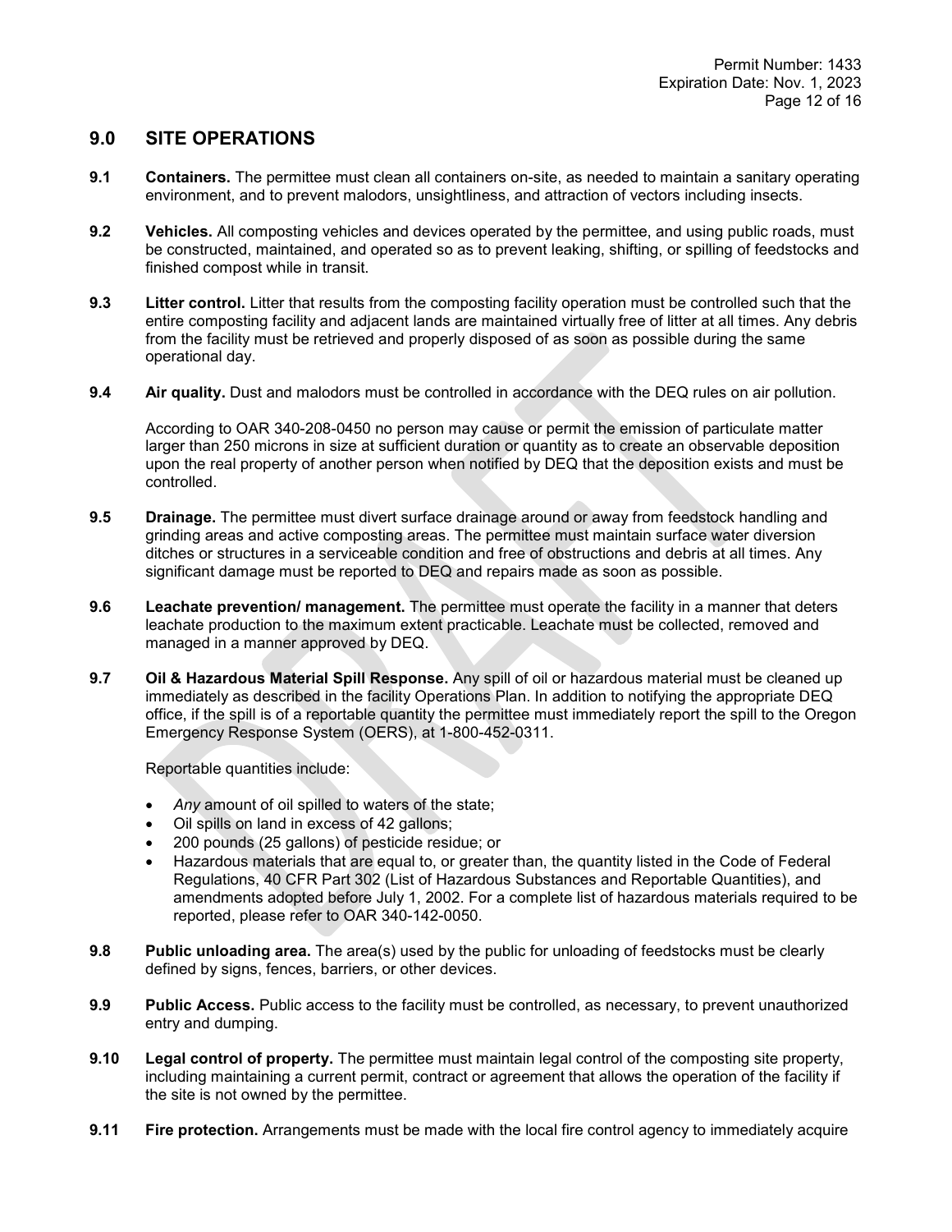## 9.0 SITE OPERATIONS

**9.1 Containers.** The permittee must clean all containers on-site, as needed to maintain a sanitary operating environment, and to prevent malodors, unsightliness, and attraction of vectors including insects.

**9.2 Vehicles.** All composting vehicles and devices operated by the permittee, and using public roads, must be constructed, maintained, and operated so as to prevent leaking, shifting, or spilling of feedstocks and finished compost while in transit.

**9.3 Litter control.** Litter that results from the composting facility operation must be controlled such that the entire composting facility and adjacent lands are maintained virtually free of litter at all times. Any debris from the facility must be retrieved and properly disposed of as soon as possible during the same operational day.

**9.4 Air quality.** Dust and malodors must be controlled in accordance with the DEQ rules on air pollution.

According to OAR 340-208-0450 no person may cause or permit the emission of particulate matter larger than 250 microns in size at sufficient duration or quantity as to create an observable deposition upon the real property of another person when notified by DEQ that the deposition exists and must be controlled.

**9.5 Drainage.** The permittee must divert surface drainage around or away from feedstock handling and grinding areas and active composting areas. The permittee must maintain surface water diversion ditches or structures in a serviceable condition and free of obstructions and debris at all times. Any significant damage must be reported to DEQ and repairs made as soon as possible.

**9.6 Leachate prevention/ management.** The permittee must operate the facility in a manner that deters leachate production to the maximum extent practicable. Leachate must be collected, removed and managed in a manner approved by DEQ.

**9.7 Oil & Hazardous Material Spill Response.** Any spill of oil or hazardous material must be cleaned up immediately as described in the facility Operations Plan. In addition to notifying the appropriate DEQ office, if the spill is of a reportable quantity the permittee must immediately report the spill to the Oregon Emergency Response System (OERS), at 1-800-452-0311.

Reportable quantities include:

- *Any* amount of oil spilled to waters of the state;
- Oil spills on land in excess of 42 gallons;
- 200 pounds (25 gallons) of pesticide residue; or
- Hazardous materials that are equal to, or greater than, the quantity listed in the Code of Federal Regulations, 40 CFR Part 302 (List of Hazardous Substances and Reportable Quantities), and amendments adopted before July 1, 2002. For a complete list of hazardous materials required to be reported, please refer to OAR 340-142-0050.

**9.8 Public unloading area.** The area(s) used by the public for unloading of feedstocks must be clearly defined by signs, fences, barriers, or other devices.

**9.9 Public Access.** Public access to the facility must be controlled, as necessary, to prevent unauthorized entry and dumping.

**9.10 Legal control of property.** The permittee must maintain legal control of the composting site property, including maintaining a current permit, contract or agreement that allows the operation of the facility if the site is not owned by the permittee.

**9.11 Fire protection.** Arrangements must be made with the local fire control agency to immediately acquire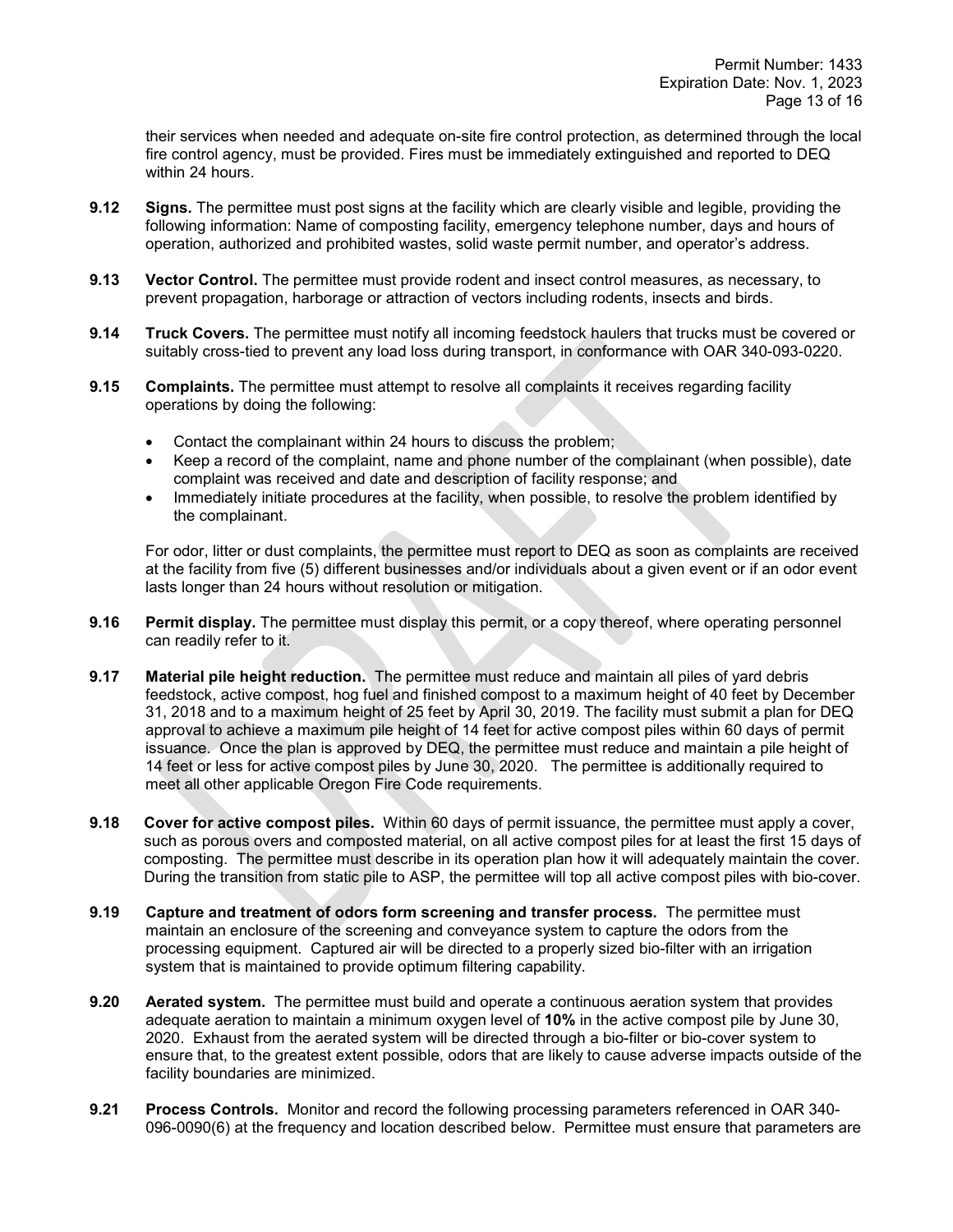their services when needed and adequate on-site fire control protection, as determined through the local fire control agency, must be provided. Fires must be immediately extinguished and reported to DEQ within 24 hours.

**9.12 Signs.** The permittee must post signs at the facility which are clearly visible and legible, providing the following information: Name of composting facility, emergency telephone number, days and hours of operation, authorized and prohibited wastes, solid waste permit number, and operator's address.

**9.13 Vector Control.** The permittee must provide rodent and insect control measures, as necessary, to prevent propagation, harborage or attraction of vectors including rodents, insects and birds.

**9.14 Truck Covers.** The permittee must notify all incoming feedstock haulers that trucks must be covered or suitably cross-tied to prevent any load loss during transport, in conformance with OAR 340-093-0220.

**9.15 Complaints.** The permittee must attempt to resolve all complaints it receives regarding facility operations by doing the following:

- Contact the complainant within 24 hours to discuss the problem;
- Keep a record of the complaint, name and phone number of the complainant (when possible), date complaint was received and date and description of facility response; and
- Immediately initiate procedures at the facility, when possible, to resolve the problem identified by the complainant.

For odor, litter or dust complaints, the permittee must report to DEQ as soon as complaints are received at the facility from five (5) different businesses and/or individuals about a given event or if an odor event lasts longer than 24 hours without resolution or mitigation.

**9.16 Permit display.** The permittee must display this permit, or a copy thereof, where operating personnel can readily refer to it.

**9.17 Material pile height reduction.** The permittee must reduce and maintain all piles of yard debris feedstock, active compost, hog fuel and finished compost to a maximum height of 40 feet by December 31, 2018 and to a maximum height of 25 feet by April 30, 2019. The facility must submit a plan for DEQ approval to achieve a maximum pile height of 14 feet for active compost piles within 60 days of permit issuance. Once the plan is approved by DEQ, the permittee must reduce and maintain a pile height of 14 feet or less for active compost piles by June 30, 2020. The permittee is additionally required to meet all other applicable Oregon Fire Code requirements.

**9.18 Cover for active compost piles.** Within 60 days of permit issuance, the permittee must apply a cover, such as porous overs and composted material, on all active compost piles for at least the first 15 days of composting. The permittee must describe in its operation plan how it will adequately maintain the cover. During the transition from static pile to ASP, the permittee will top all active compost piles with bio-cover.

**9.19 Capture and treatment of odors form screening and transfer process.** The permittee must maintain an enclosure of the screening and conveyance system to capture the odors from the processing equipment. Captured air will be directed to a properly sized bio-filter with an irrigation system that is maintained to provide optimum filtering capability.

**9.20 Aerated system.** The permittee must build and operate a continuous aeration system that provides adequate aeration to maintain a minimum oxygen level of **10%** in the active compost pile by June 30, 2020. Exhaust from the aerated system will be directed through a bio-filter or bio-cover system to ensure that, to the greatest extent possible, odors that are likely to cause adverse impacts outside of the facility boundaries are minimized.

**9.21 Process Controls.** Monitor and record the following processing parameters referenced in OAR 340-096-0090(6) at the frequency and location described below. Permittee must ensure that parameters are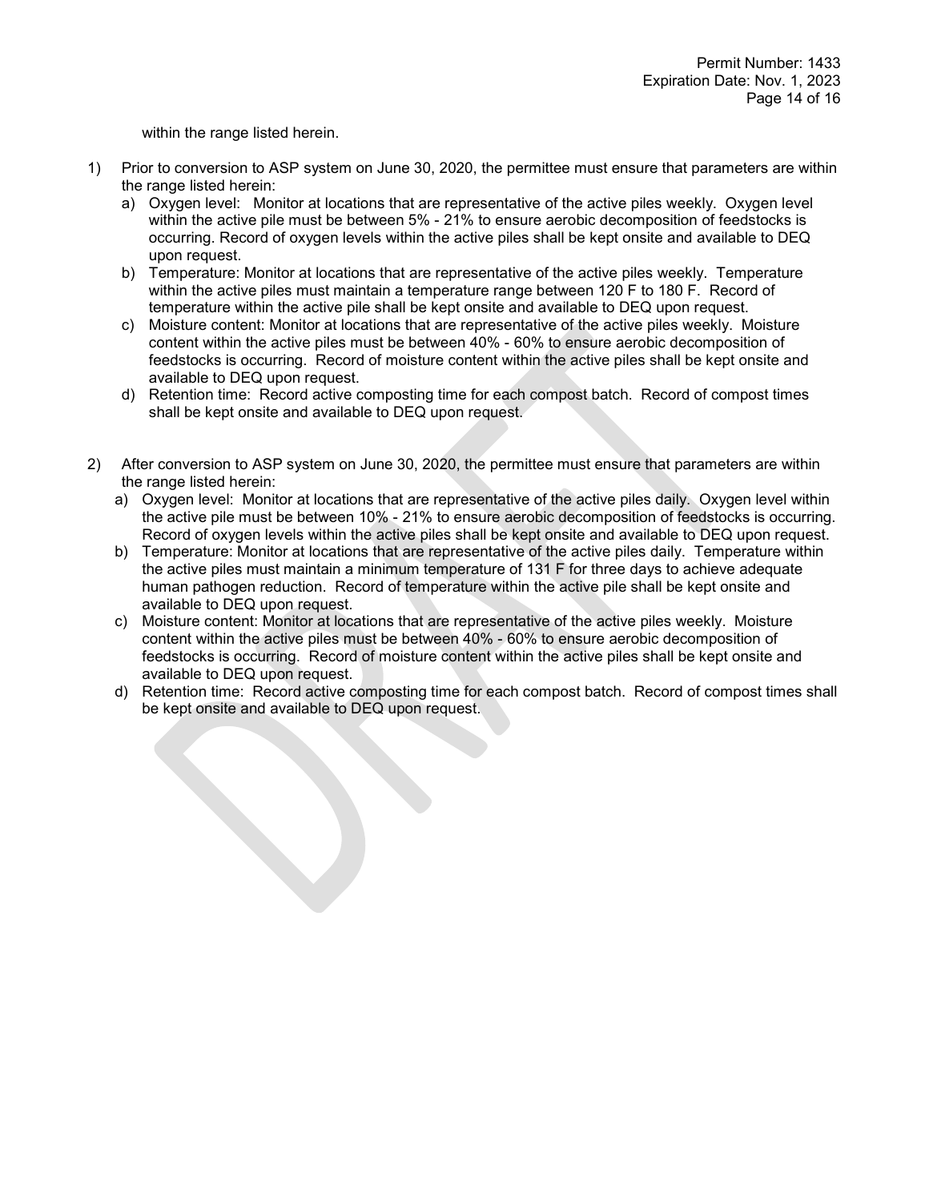within the range listed herein.

1) Prior to conversion to ASP system on June 30, 2020, the permittee must ensure that parameters are within the range listed herein:
   a) Oxygen level: Monitor at locations that are representative of the active piles weekly. Oxygen level within the active pile must be between 5% - 21% to ensure aerobic decomposition of feedstocks is occurring. Record of oxygen levels within the active piles shall be kept onsite and available to DEQ upon request.
   b) Temperature: Monitor at locations that are representative of the active piles weekly. Temperature within the active piles must maintain a temperature range between 120 F to 180 F. Record of temperature within the active pile shall be kept onsite and available to DEQ upon request.
   c) Moisture content: Monitor at locations that are representative of the active piles weekly. Moisture content within the active piles must be between 40% - 60% to ensure aerobic decomposition of feedstocks is occurring. Record of moisture content within the active piles shall be kept onsite and available to DEQ upon request.
   d) Retention time: Record active composting time for each compost batch. Record of compost times shall be kept onsite and available to DEQ upon request.

2) After conversion to ASP system on June 30, 2020, the permittee must ensure that parameters are within the range listed herein:
   a) Oxygen level: Monitor at locations that are representative of the active piles daily. Oxygen level within the active pile must be between 10% - 21% to ensure aerobic decomposition of feedstocks is occurring. Record of oxygen levels within the active piles shall be kept onsite and available to DEQ upon request.
   b) Temperature: Monitor at locations that are representative of the active piles daily. Temperature within the active piles must maintain a minimum temperature of 131 F for three days to achieve adequate human pathogen reduction. Record of temperature within the active pile shall be kept onsite and available to DEQ upon request.
   c) Moisture content: Monitor at locations that are representative of the active piles weekly. Moisture content within the active piles must be between 40% - 60% to ensure aerobic decomposition of feedstocks is occurring. Record of moisture content within the active piles shall be kept onsite and available to DEQ upon request.
   d) Retention time: Record active composting time for each compost batch. Record of compost times shall be kept onsite and available to DEQ upon request.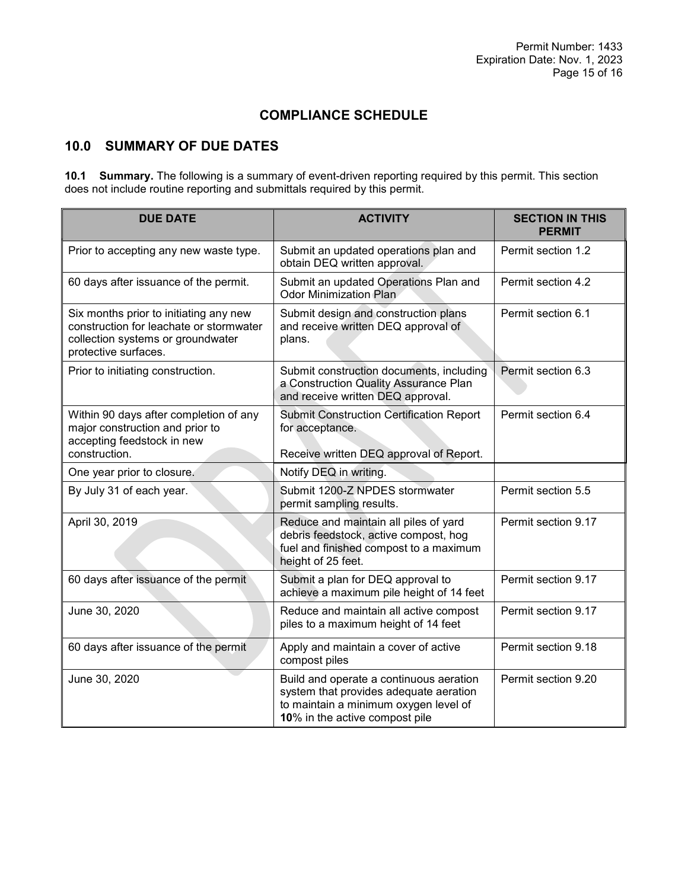# COMPLIANCE SCHEDULE

## 10.0 SUMMARY OF DUE DATES

**10.1 Summary.** The following is a summary of event-driven reporting required by this permit. This section does not include routine reporting and submittals required by this permit.

| DUE DATE | ACTIVITY | SECTION IN THIS PERMIT |
|---|---|---|
| Prior to accepting any new waste type. | Submit an updated operations plan and obtain DEQ written approval. | Permit section 1.2 |
| 60 days after issuance of the permit. | Submit an updated Operations Plan and Odor Minimization Plan | Permit section 4.2 |
| Six months prior to initiating any new construction for leachate or stormwater collection systems or groundwater protective surfaces. | Submit design and construction plans and receive written DEQ approval of plans. | Permit section 6.1 |
| Prior to initiating construction. | Submit construction documents, including a Construction Quality Assurance Plan and receive written DEQ approval. | Permit section 6.3 |
| Within 90 days after completion of any major construction and prior to accepting feedstock in new construction. | Submit Construction Certification Report for acceptance.<br><br>Receive written DEQ approval of Report. | Permit section 6.4 |
| One year prior to closure. | Notify DEQ in writing. | |
| By July 31 of each year. | Submit 1200-Z NPDES stormwater permit sampling results. | Permit section 5.5 |
| April 30, 2019 | Reduce and maintain all piles of yard debris feedstock, active compost, hog fuel and finished compost to a maximum height of 25 feet. | Permit section 9.17 |
| 60 days after issuance of the permit | Submit a plan for DEQ approval to achieve a maximum pile height of 14 feet | Permit section 9.17 |
| June 30, 2020 | Reduce and maintain all active compost piles to a maximum height of 14 feet | Permit section 9.17 |
| 60 days after issuance of the permit | Apply and maintain a cover of active compost piles | Permit section 9.18 |
| June 30, 2020 | Build and operate a continuous aeration system that provides adequate aeration to maintain a minimum oxygen level of **10**% in the active compost pile | Permit section 9.20 |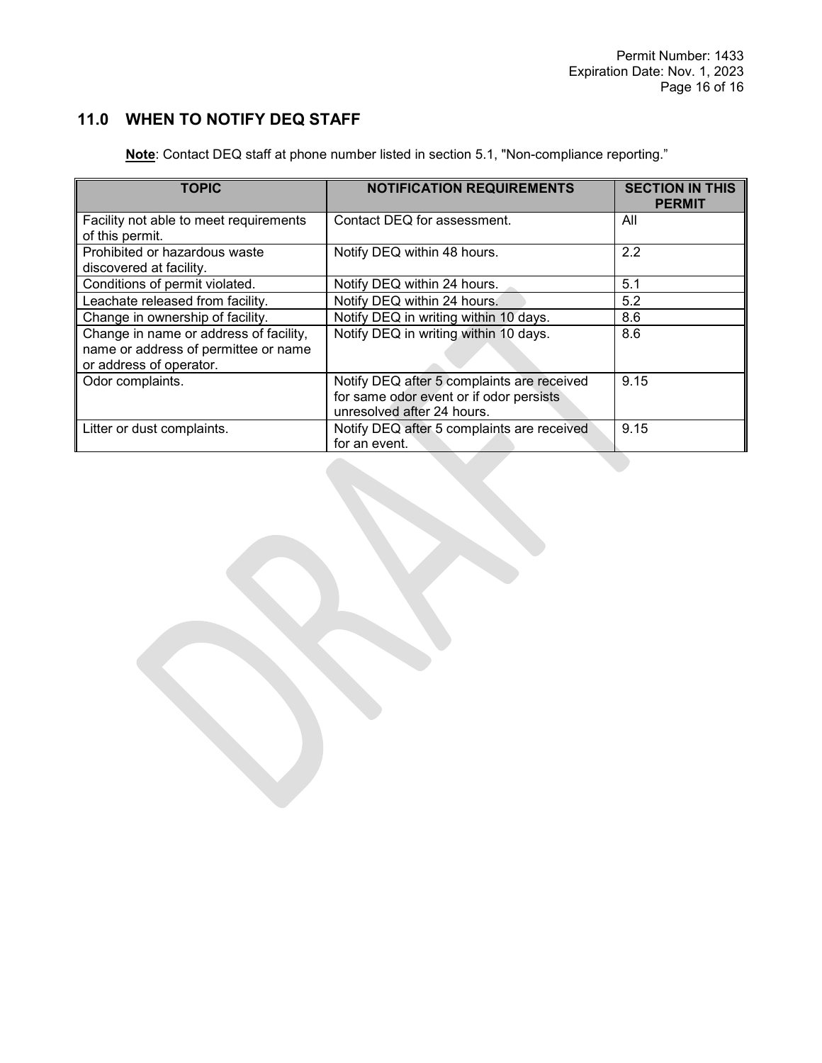## 11.0 WHEN TO NOTIFY DEQ STAFF

**Note**: Contact DEQ staff at phone number listed in section 5.1, "Non-compliance reporting."

| TOPIC | NOTIFICATION REQUIREMENTS | SECTION IN THIS PERMIT |
|---|---|---|
| Facility not able to meet requirements of this permit. | Contact DEQ for assessment. | All |
| Prohibited or hazardous waste discovered at facility. | Notify DEQ within 48 hours. | 2.2 |
| Conditions of permit violated. | Notify DEQ within 24 hours. | 5.1 |
| Leachate released from facility. | Notify DEQ within 24 hours. | 5.2 |
| Change in ownership of facility. | Notify DEQ in writing within 10 days. | 8.6 |
| Change in name or address of facility, name or address of permittee or name or address of operator. | Notify DEQ in writing within 10 days. | 8.6 |
| Odor complaints. | Notify DEQ after 5 complaints are received for same odor event or if odor persists unresolved after 24 hours. | 9.15 |
| Litter or dust complaints. | Notify DEQ after 5 complaints are received for an event. | 9.15 |